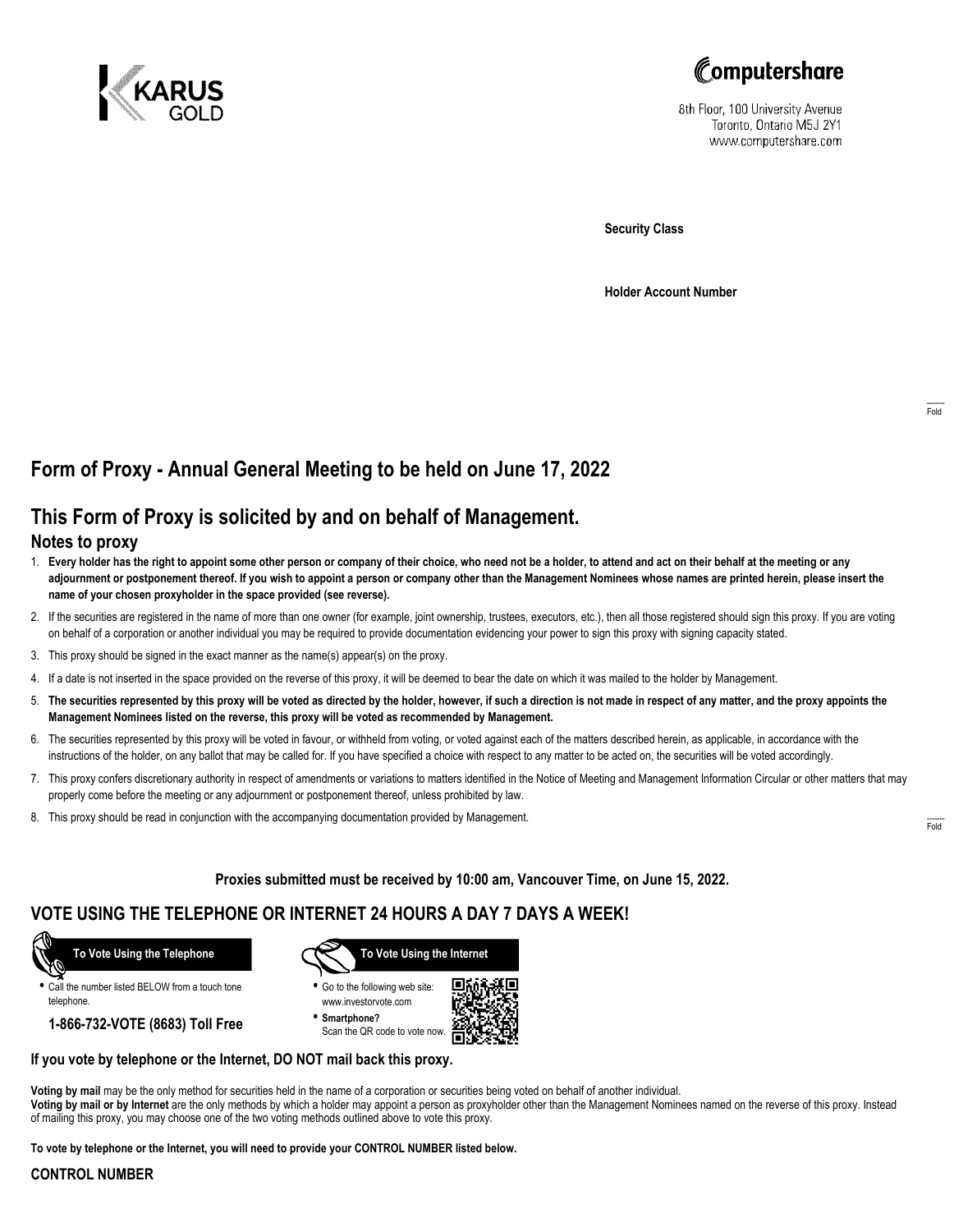KARUS GOLD

Computershare

8th Floor, 100 University Avenue
Toronto, Ontario M5J 2Y1
www.computershare.com

**Security Class**

**Holder Account Number**

# Form of Proxy - Annual General Meeting to be held on June 17, 2022

## This Form of Proxy is solicited by and on behalf of Management.

### Notes to proxy

1. **Every holder has the right to appoint some other person or company of their choice, who need not be a holder, to attend and act on their behalf at the meeting or any adjournment or postponement thereof. If you wish to appoint a person or company other than the Management Nominees whose names are printed herein, please insert the name of your chosen proxyholder in the space provided (see reverse).**
2. If the securities are registered in the name of more than one owner (for example, joint ownership, trustees, executors, etc.), then all those registered should sign this proxy. If you are voting on behalf of a corporation or another individual you may be required to provide documentation evidencing your power to sign this proxy with signing capacity stated.
3. This proxy should be signed in the exact manner as the name(s) appear(s) on the proxy.
4. If a date is not inserted in the space provided on the reverse of this proxy, it will be deemed to bear the date on which it was mailed to the holder by Management.
5. **The securities represented by this proxy will be voted as directed by the holder, however, if such a direction is not made in respect of any matter, and the proxy appoints the Management Nominees listed on the reverse, this proxy will be voted as recommended by Management.**
6. The securities represented by this proxy will be voted in favour, or withheld from voting, or voted against each of the matters described herein, as applicable, in accordance with the instructions of the holder, on any ballot that may be called for. If you have specified a choice with respect to any matter to be acted on, the securities will be voted accordingly.
7. This proxy confers discretionary authority in respect of amendments or variations to matters identified in the Notice of Meeting and Management Information Circular or other matters that may properly come before the meeting or any adjournment or postponement thereof, unless prohibited by law.
8. This proxy should be read in conjunction with the accompanying documentation provided by Management.

**Proxies submitted must be received by 10:00 am, Vancouver Time, on June 15, 2022.**

## VOTE USING THE TELEPHONE OR INTERNET 24 HOURS A DAY 7 DAYS A WEEK!

**To Vote Using the Telephone**

- Call the number listed BELOW from a touch tone telephone.

**1-866-732-VOTE (8683) Toll Free**

**To Vote Using the Internet**

- Go to the following web site: www.investorvote.com
- **Smartphone?** Scan the QR code to vote now.

**If you vote by telephone or the Internet, DO NOT mail back this proxy.**

**Voting by mail** may be the only method for securities held in the name of a corporation or securities being voted on behalf of another individual.
**Voting by mail or by Internet** are the only methods by which a holder may appoint a person as proxyholder other than the Management Nominees named on the reverse of this proxy. Instead of mailing this proxy, you may choose one of the two voting methods outlined above to vote this proxy.

**To vote by telephone or the Internet, you will need to provide your CONTROL NUMBER listed below.**

**CONTROL NUMBER**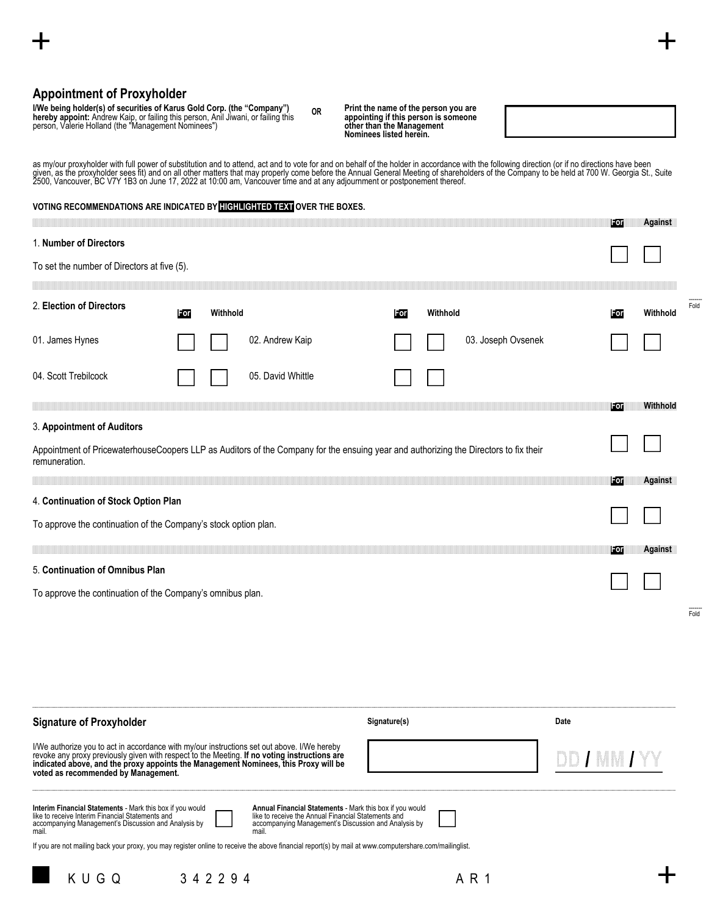## Appointment of Proxyholder

**I/We being holder(s) of securities of Karus Gold Corp. (the "Company") hereby appoint:** Andrew Kaip, or failing this person, Anil Jiwani, or failing this person, Valerie Holland (the "Management Nominees")

**OR**

**Print the name of the person you are appointing if this person is someone other than the Management Nominees listed herein.**

as my/our proxyholder with full power of substitution and to attend, act and to vote for and on behalf of the holder in accordance with the following direction (or if no directions have been given, as the proxyholder sees fit) and on all other matters that may properly come before the Annual General Meeting of shareholders of the Company to be held at 700 W. Georgia St., Suite 2500, Vancouver, BC V7Y 1B3 on June 17, 2022 at 10:00 am, Vancouver time and at any adjournment or postponement thereof.

**VOTING RECOMMENDATIONS ARE INDICATED BY HIGHLIGHTED TEXT OVER THE BOXES.**

| | For | Against |
|---|---|---|
| 1. **Number of Directors**<br>To set the number of Directors at five (5). | ☐ | ☐ |

2. **Election of Directors**

| | For | Withhold | | For | Withhold | | For | Withhold |
|---|---|---|---|---|---|---|---|---|
| 01. James Hynes | ☐ | ☐ | 02. Andrew Kaip | ☐ | ☐ | 03. Joseph Ovsenek | ☐ | ☐ |
| 04. Scott Trebilcock | ☐ | ☐ | 05. David Whittle | ☐ | ☐ | | | |

| | For | Withhold |
|---|---|---|
| 3. **Appointment of Auditors**<br>Appointment of PricewaterhouseCoopers LLP as Auditors of the Company for the ensuing year and authorizing the Directors to fix their remuneration. | ☐ | ☐ |

| | For | Against |
|---|---|---|
| 4. **Continuation of Stock Option Plan**<br>To approve the continuation of the Company's stock option plan. | ☐ | ☐ |

| | For | Against |
|---|---|---|
| 5. **Continuation of Omnibus Plan**<br>To approve the continuation of the Company's omnibus plan. | ☐ | ☐ |

Fold

Fold

## Signature of Proxyholder

I/We authorize you to act in accordance with my/our instructions set out above. I/We hereby revoke any proxy previously given with respect to the Meeting. **If no voting instructions are indicated above, and the proxy appoints the Management Nominees, this Proxy will be voted as recommended by Management.**

Signature(s)

Date

DD / MM / YY

**Interim Financial Statements** - Mark this box if you would like to receive Interim Financial Statements and accompanying Management's Discussion and Analysis by mail. ☐

**Annual Financial Statements** - Mark this box if you would like to receive the Annual Financial Statements and accompanying Management's Discussion and Analysis by mail. ☐

If you are not mailing back your proxy, you may register online to receive the above financial report(s) by mail at www.computershare.com/mailinglist.

K U G Q 3 4 2 2 9 4 A R 1